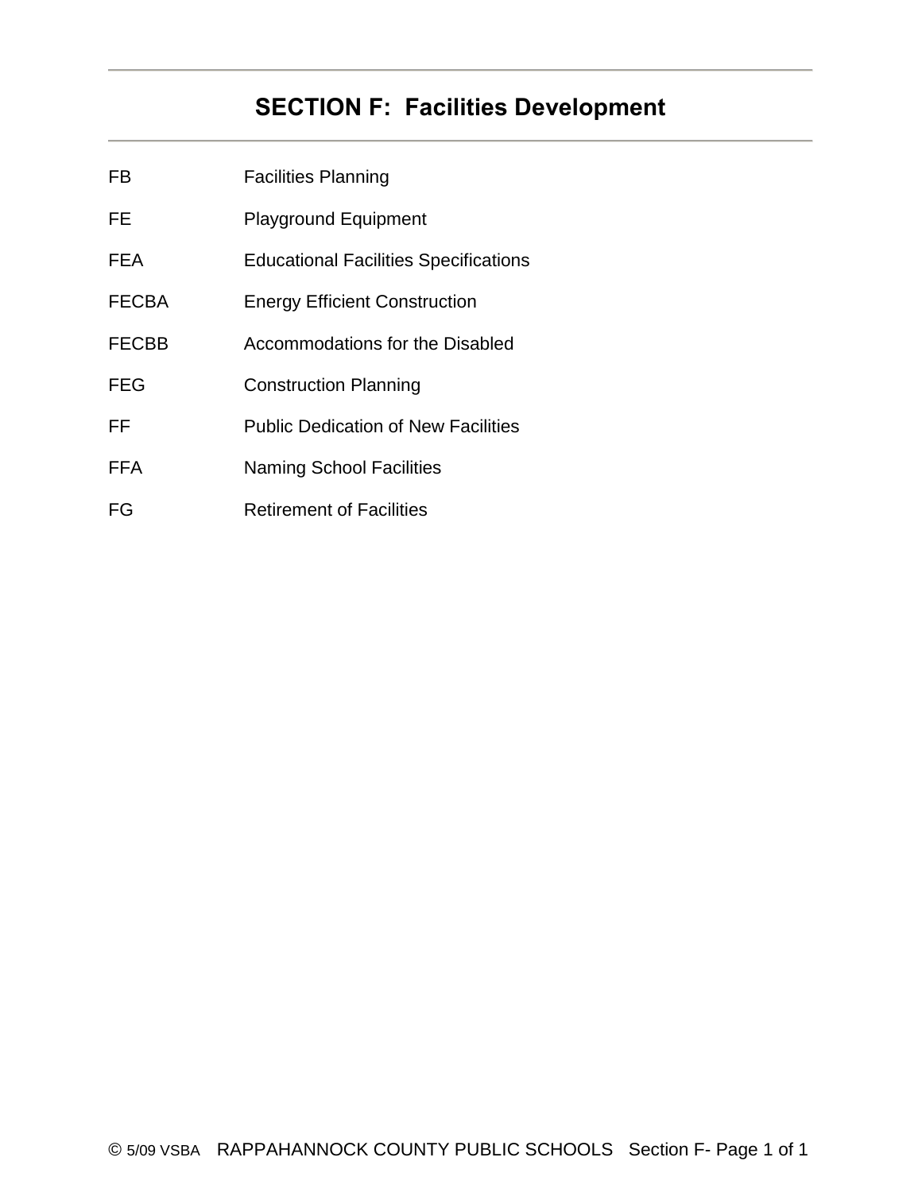# SECTION F: Facilities Development

| | |
|---|---|
| FB | Facilities Planning |
| FE | Playground Equipment |
| FEA | Educational Facilities Specifications |
| FECBA | Energy Efficient Construction |
| FECBB | Accommodations for the Disabled |
| FEG | Construction Planning |
| FF | Public Dedication of New Facilities |
| FFA | Naming School Facilities |
| FG | Retirement of Facilities |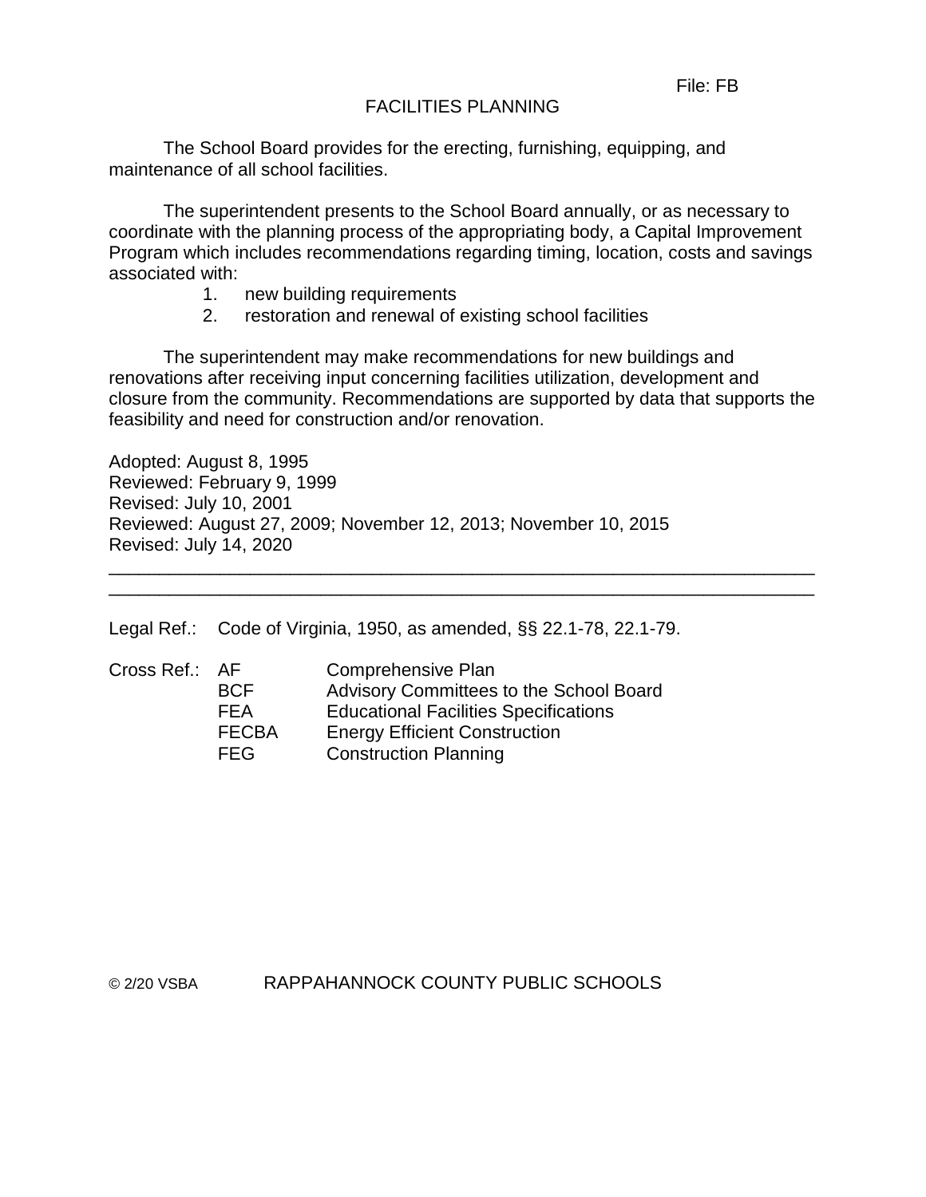File: FB

# FACILITIES PLANNING

The School Board provides for the erecting, furnishing, equipping, and maintenance of all school facilities.

The superintendent presents to the School Board annually, or as necessary to coordinate with the planning process of the appropriating body, a Capital Improvement Program which includes recommendations regarding timing, location, costs and savings associated with:

1. new building requirements
2. restoration and renewal of existing school facilities

The superintendent may make recommendations for new buildings and renovations after receiving input concerning facilities utilization, development and closure from the community. Recommendations are supported by data that supports the feasibility and need for construction and/or renovation.

Adopted: August 8, 1995
Reviewed: February 9, 1999
Revised: July 10, 2001
Reviewed: August 27, 2009; November 12, 2013; November 10, 2015
Revised: July 14, 2020

---

Legal Ref.: Code of Virginia, 1950, as amended, §§ 22.1-78, 22.1-79.

Cross Ref.:
- AF Comprehensive Plan
- BCF Advisory Committees to the School Board
- FEA Educational Facilities Specifications
- FECBA Energy Efficient Construction
- FEG Construction Planning

© 2/20 VSBA RAPPAHANNOCK COUNTY PUBLIC SCHOOLS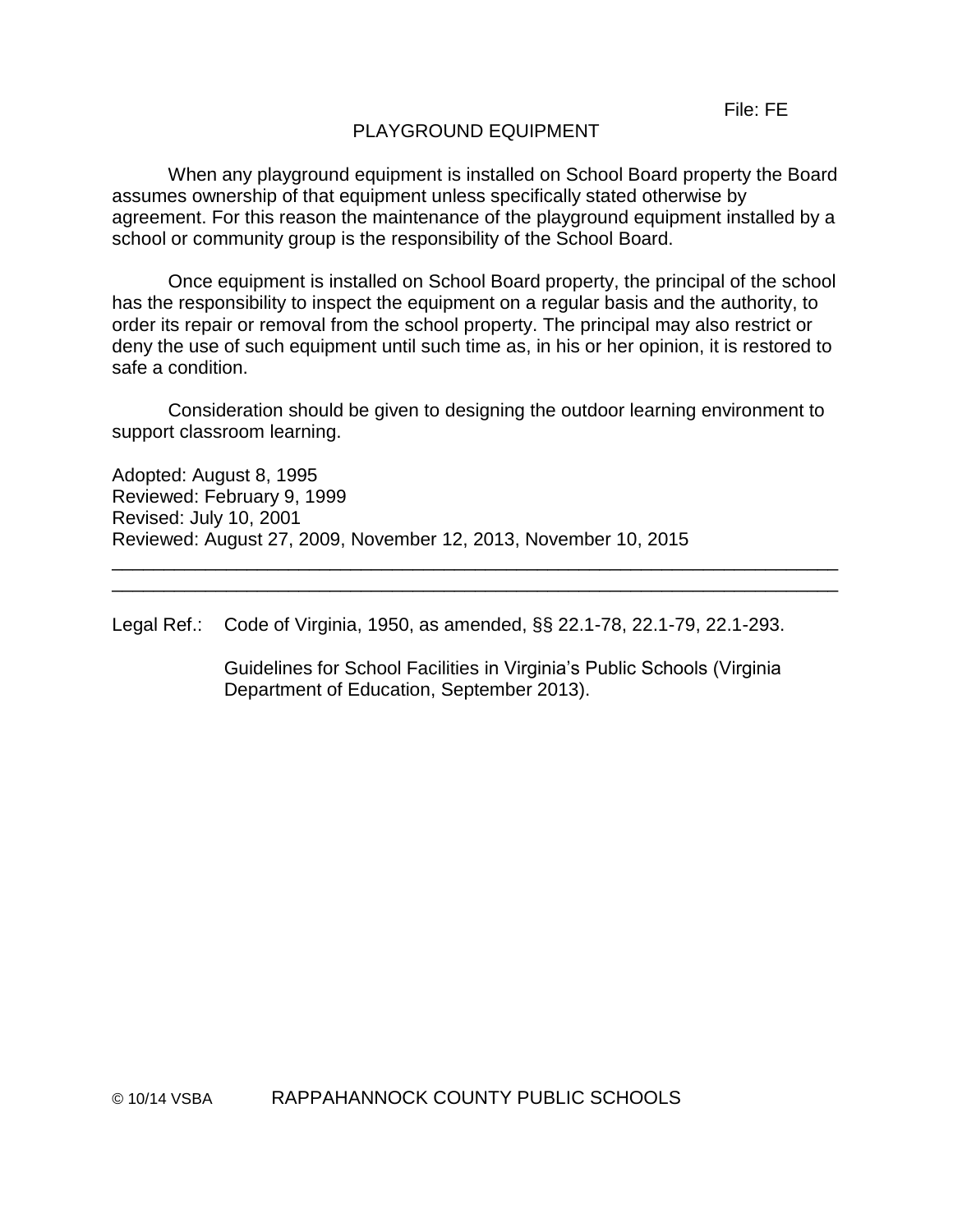File: FE

# PLAYGROUND EQUIPMENT

When any playground equipment is installed on School Board property the Board assumes ownership of that equipment unless specifically stated otherwise by agreement. For this reason the maintenance of the playground equipment installed by a school or community group is the responsibility of the School Board.

Once equipment is installed on School Board property, the principal of the school has the responsibility to inspect the equipment on a regular basis and the authority, to order its repair or removal from the school property. The principal may also restrict or deny the use of such equipment until such time as, in his or her opinion, it is restored to safe a condition.

Consideration should be given to designing the outdoor learning environment to support classroom learning.

Adopted: August 8, 1995
Reviewed: February 9, 1999
Revised: July 10, 2001
Reviewed: August 27, 2009, November 12, 2013, November 10, 2015

---

Legal Ref.: Code of Virginia, 1950, as amended, §§ 22.1-78, 22.1-79, 22.1-293.

Guidelines for School Facilities in Virginia's Public Schools (Virginia Department of Education, September 2013).

© 10/14 VSBA RAPPAHANNOCK COUNTY PUBLIC SCHOOLS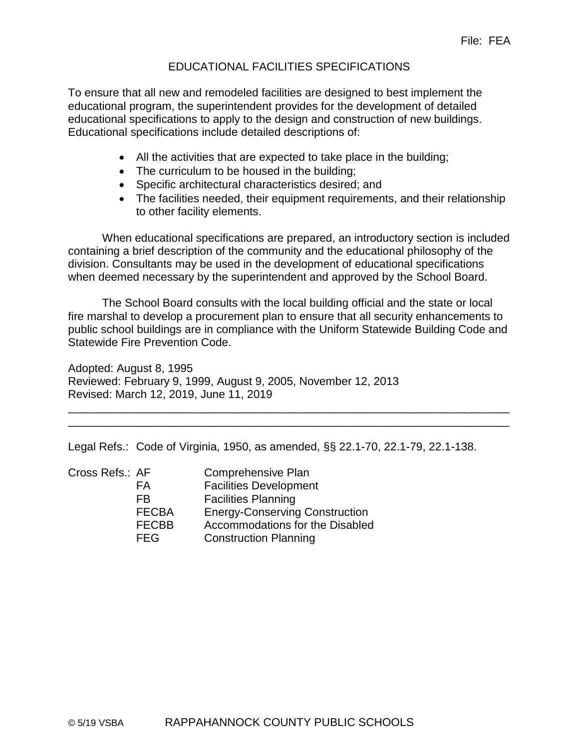File: FEA

# EDUCATIONAL FACILITIES SPECIFICATIONS

To ensure that all new and remodeled facilities are designed to best implement the educational program, the superintendent provides for the development of detailed educational specifications to apply to the design and construction of new buildings. Educational specifications include detailed descriptions of:

- All the activities that are expected to take place in the building;
- The curriculum to be housed in the building;
- Specific architectural characteristics desired; and
- The facilities needed, their equipment requirements, and their relationship to other facility elements.

When educational specifications are prepared, an introductory section is included containing a brief description of the community and the educational philosophy of the division. Consultants may be used in the development of educational specifications when deemed necessary by the superintendent and approved by the School Board.

The School Board consults with the local building official and the state or local fire marshal to develop a procurement plan to ensure that all security enhancements to public school buildings are in compliance with the Uniform Statewide Building Code and Statewide Fire Prevention Code.

Adopted: August 8, 1995
Reviewed: February 9, 1999, August 9, 2005, November 12, 2013
Revised: March 12, 2019, June 11, 2019

---

Legal Refs.: Code of Virginia, 1950, as amended, §§ 22.1-70, 22.1-79, 22.1-138.

Cross Refs.:

| | |
|---|---|
| AF | Comprehensive Plan |
| FA | Facilities Development |
| FB | Facilities Planning |
| FECBA | Energy-Conserving Construction |
| FECBB | Accommodations for the Disabled |
| FEG | Construction Planning |

© 5/19 VSBA RAPPAHANNOCK COUNTY PUBLIC SCHOOLS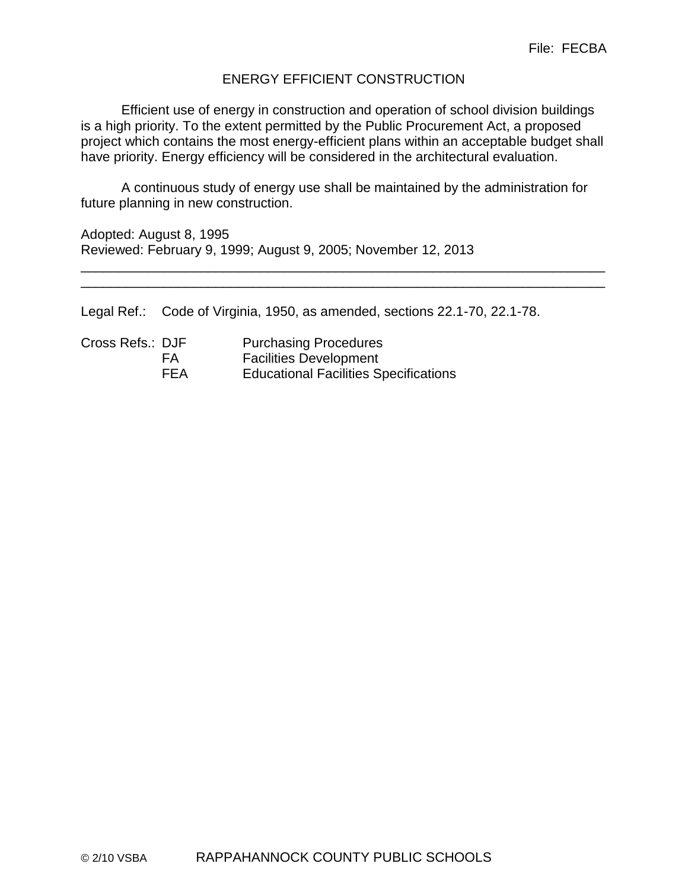File: FECBA

# ENERGY EFFICIENT CONSTRUCTION

Efficient use of energy in construction and operation of school division buildings is a high priority. To the extent permitted by the Public Procurement Act, a proposed project which contains the most energy-efficient plans within an acceptable budget shall have priority. Energy efficiency will be considered in the architectural evaluation.

A continuous study of energy use shall be maintained by the administration for future planning in new construction.

Adopted: August 8, 1995
Reviewed: February 9, 1999; August 9, 2005; November 12, 2013

---

Legal Ref.: Code of Virginia, 1950, as amended, sections 22.1-70, 22.1-78.

Cross Refs.: DJF Purchasing Procedures
FA Facilities Development
FEA Educational Facilities Specifications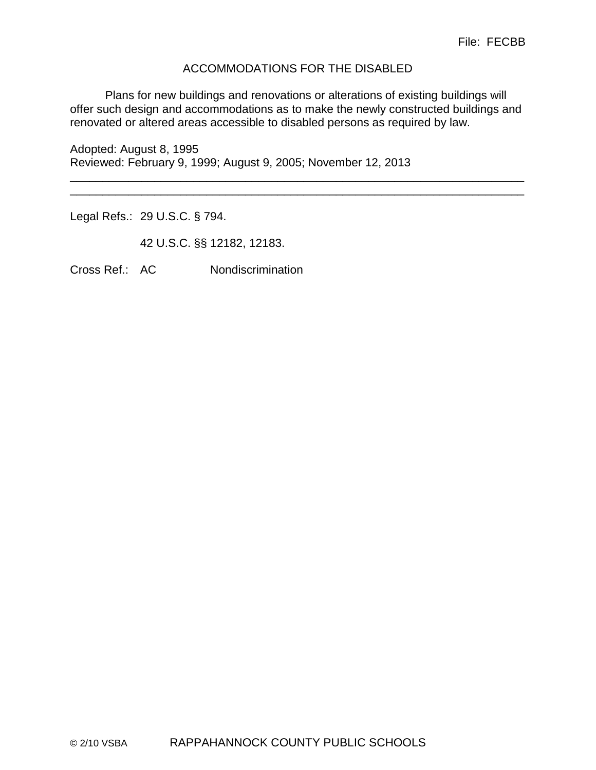File: FECBB

# ACCOMMODATIONS FOR THE DISABLED

Plans for new buildings and renovations or alterations of existing buildings will offer such design and accommodations as to make the newly constructed buildings and renovated or altered areas accessible to disabled persons as required by law.

Adopted: August 8, 1995
Reviewed: February 9, 1999; August 9, 2005; November 12, 2013

---

Legal Refs.: 29 U.S.C. § 794.

42 U.S.C. §§ 12182, 12183.

Cross Ref.: AC Nondiscrimination

© 2/10 VSBA RAPPAHANNOCK COUNTY PUBLIC SCHOOLS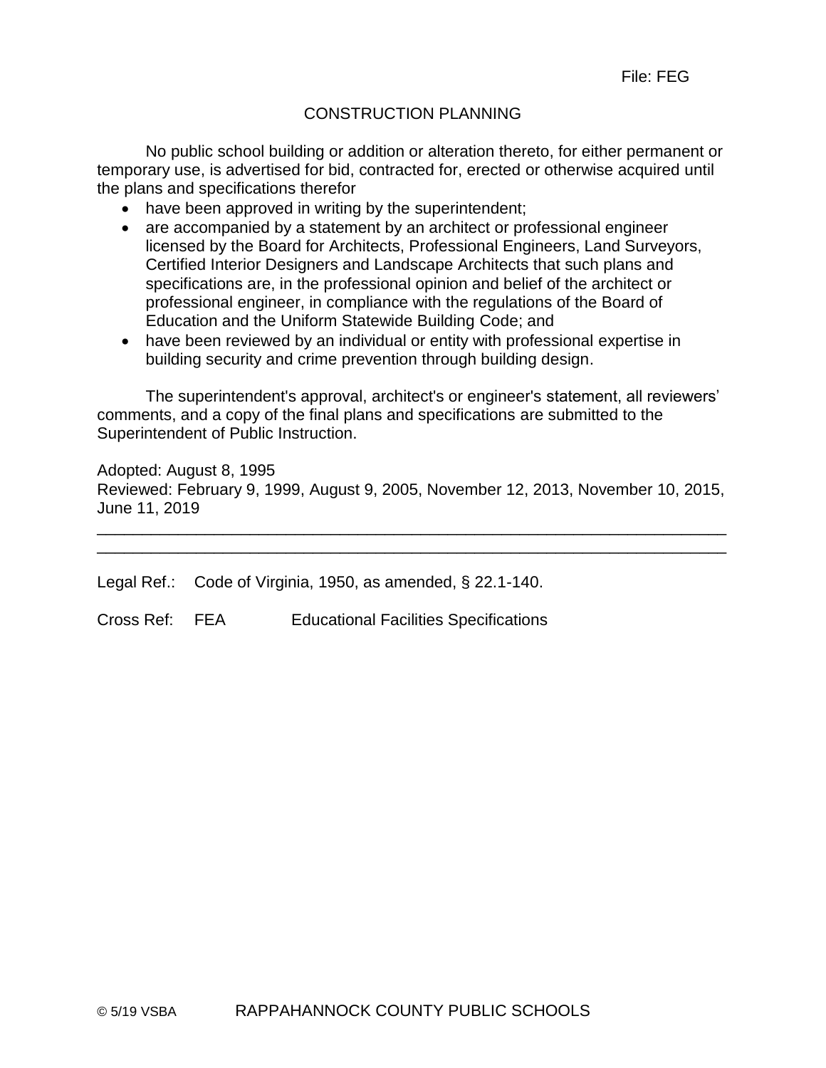File: FEG

# CONSTRUCTION PLANNING

No public school building or addition or alteration thereto, for either permanent or temporary use, is advertised for bid, contracted for, erected or otherwise acquired until the plans and specifications therefor

- have been approved in writing by the superintendent;
- are accompanied by a statement by an architect or professional engineer licensed by the Board for Architects, Professional Engineers, Land Surveyors, Certified Interior Designers and Landscape Architects that such plans and specifications are, in the professional opinion and belief of the architect or professional engineer, in compliance with the regulations of the Board of Education and the Uniform Statewide Building Code; and
- have been reviewed by an individual or entity with professional expertise in building security and crime prevention through building design.

The superintendent's approval, architect's or engineer's statement, all reviewers' comments, and a copy of the final plans and specifications are submitted to the Superintendent of Public Instruction.

Adopted: August 8, 1995
Reviewed: February 9, 1999, August 9, 2005, November 12, 2013, November 10, 2015, June 11, 2019

---

---

Legal Ref.: Code of Virginia, 1950, as amended, § 22.1-140.

Cross Ref: FEA Educational Facilities Specifications

© 5/19 VSBA RAPPAHANNOCK COUNTY PUBLIC SCHOOLS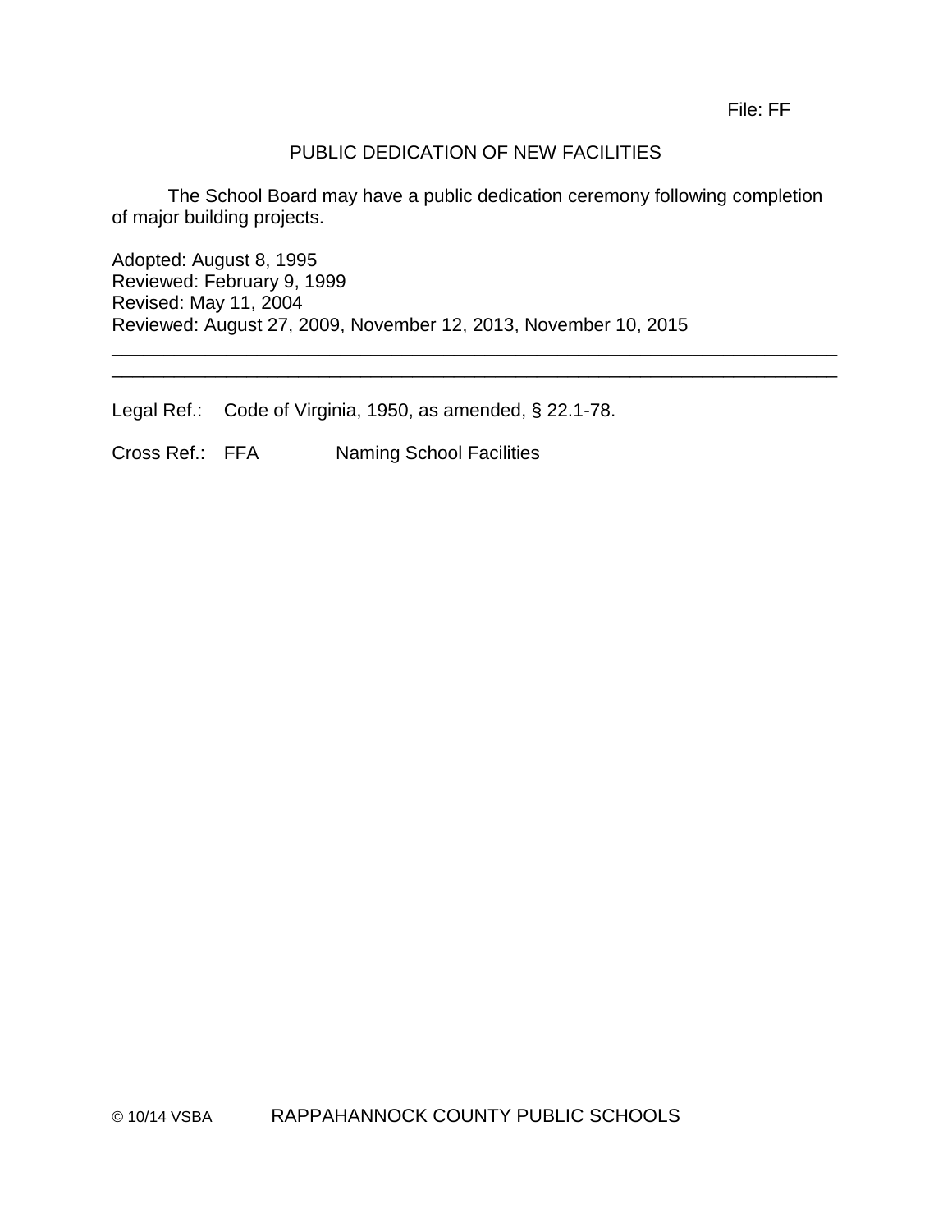File: FF

# PUBLIC DEDICATION OF NEW FACILITIES

The School Board may have a public dedication ceremony following completion of major building projects.

Adopted: August 8, 1995
Reviewed: February 9, 1999
Revised: May 11, 2004
Reviewed: August 27, 2009, November 12, 2013, November 10, 2015

---

---

Legal Ref.: Code of Virginia, 1950, as amended, § 22.1-78.

Cross Ref.: FFA Naming School Facilities

© 10/14 VSBA RAPPAHANNOCK COUNTY PUBLIC SCHOOLS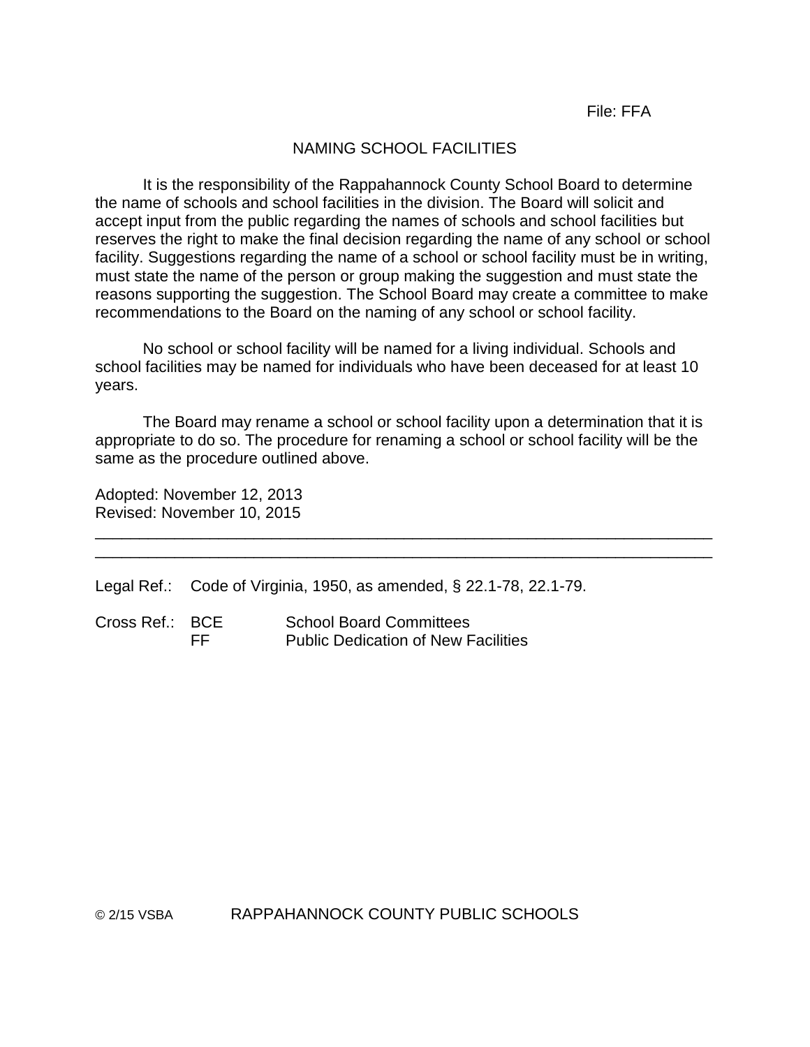File: FFA

# NAMING SCHOOL FACILITIES

It is the responsibility of the Rappahannock County School Board to determine the name of schools and school facilities in the division. The Board will solicit and accept input from the public regarding the names of schools and school facilities but reserves the right to make the final decision regarding the name of any school or school facility. Suggestions regarding the name of a school or school facility must be in writing, must state the name of the person or group making the suggestion and must state the reasons supporting the suggestion. The School Board may create a committee to make recommendations to the Board on the naming of any school or school facility.

No school or school facility will be named for a living individual. Schools and school facilities may be named for individuals who have been deceased for at least 10 years.

The Board may rename a school or school facility upon a determination that it is appropriate to do so. The procedure for renaming a school or school facility will be the same as the procedure outlined above.

Adopted: November 12, 2013
Revised: November 10, 2015

---

Legal Ref.: Code of Virginia, 1950, as amended, § 22.1-78, 22.1-79.

Cross Ref.: BCE School Board Committees
FF Public Dedication of New Facilities

© 2/15 VSBA RAPPAHANNOCK COUNTY PUBLIC SCHOOLS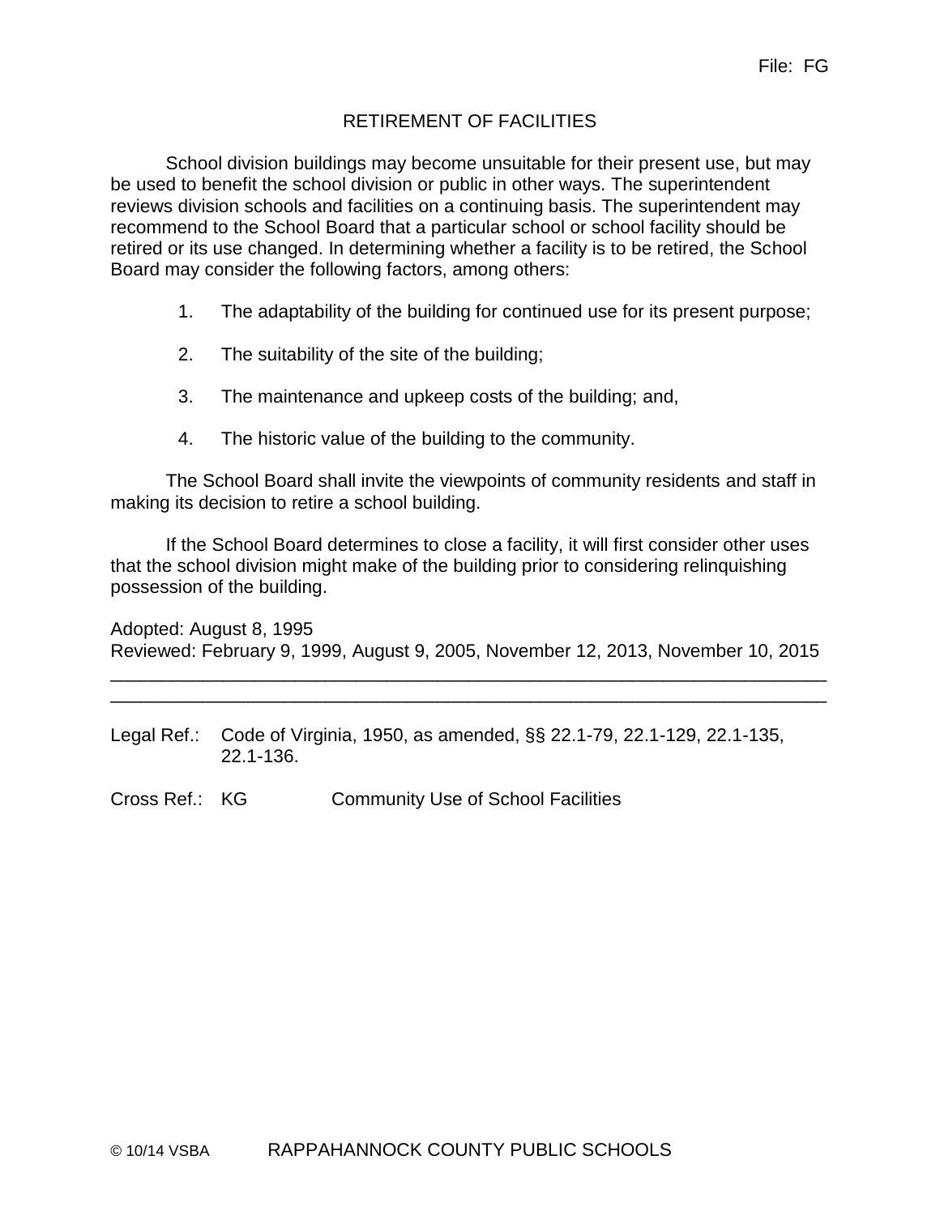File: FG

# RETIREMENT OF FACILITIES

School division buildings may become unsuitable for their present use, but may be used to benefit the school division or public in other ways. The superintendent reviews division schools and facilities on a continuing basis. The superintendent may recommend to the School Board that a particular school or school facility should be retired or its use changed. In determining whether a facility is to be retired, the School Board may consider the following factors, among others:

1. The adaptability of the building for continued use for its present purpose;
2. The suitability of the site of the building;
3. The maintenance and upkeep costs of the building; and,
4. The historic value of the building to the community.

The School Board shall invite the viewpoints of community residents and staff in making its decision to retire a school building.

If the School Board determines to close a facility, it will first consider other uses that the school division might make of the building prior to considering relinquishing possession of the building.

Adopted: August 8, 1995
Reviewed: February 9, 1999, August 9, 2005, November 12, 2013, November 10, 2015

---

Legal Ref.: Code of Virginia, 1950, as amended, §§ 22.1-79, 22.1-129, 22.1-135, 22.1-136.

Cross Ref.: KG Community Use of School Facilities

© 10/14 VSBA RAPPAHANNOCK COUNTY PUBLIC SCHOOLS